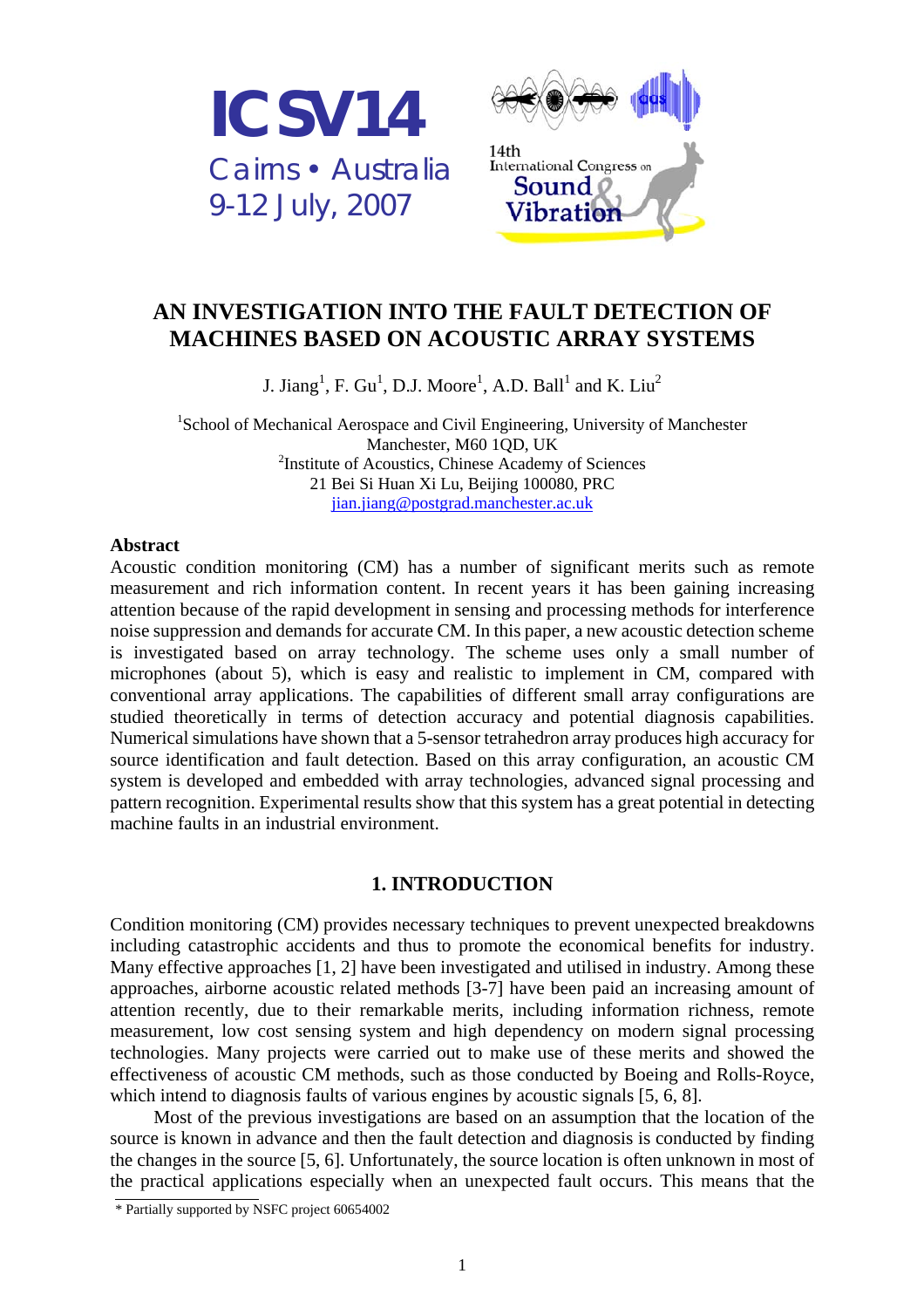ICSV14

Cairns • Australia

9-12 July, 2007

14th International Congress on Sound & Vibration

# AN INVESTIGATION INTO THE FAULT DETECTION OF MACHINES BASED ON ACOUSTIC ARRAY SYSTEMS

J. Jiang[1], F. Gu[1], D.J. Moore[1], A.D. Ball[1] and K. Liu[2]

[1]School of Mechanical Aerospace and Civil Engineering, University of Manchester
Manchester, M60 1QD, UK
[2]Institute of Acoustics, Chinese Academy of Sciences
21 Bei Si Huan Xi Lu, Beijing 100080, PRC
jian.jiang@postgrad.manchester.ac.uk

**Abstract**

Acoustic condition monitoring (CM) has a number of significant merits such as remote measurement and rich information content. In recent years it has been gaining increasing attention because of the rapid development in sensing and processing methods for interference noise suppression and demands for accurate CM. In this paper, a new acoustic detection scheme is investigated based on array technology. The scheme uses only a small number of microphones (about 5), which is easy and realistic to implement in CM, compared with conventional array applications. The capabilities of different small array configurations are studied theoretically in terms of detection accuracy and potential diagnosis capabilities. Numerical simulations have shown that a 5-sensor tetrahedron array produces high accuracy for source identification and fault detection. Based on this array configuration, an acoustic CM system is developed and embedded with array technologies, advanced signal processing and pattern recognition. Experimental results show that this system has a great potential in detecting machine faults in an industrial environment.

## 1. INTRODUCTION

Condition monitoring (CM) provides necessary techniques to prevent unexpected breakdowns including catastrophic accidents and thus to promote the economical benefits for industry. Many effective approaches [1, 2] have been investigated and utilised in industry. Among these approaches, airborne acoustic related methods [3-7] have been paid an increasing amount of attention recently, due to their remarkable merits, including information richness, remote measurement, low cost sensing system and high dependency on modern signal processing technologies. Many projects were carried out to make use of these merits and showed the effectiveness of acoustic CM methods, such as those conducted by Boeing and Rolls-Royce, which intend to diagnosis faults of various engines by acoustic signals [5, 6, 8].

Most of the previous investigations are based on an assumption that the location of the source is known in advance and then the fault detection and diagnosis is conducted by finding the changes in the source [5, 6]. Unfortunately, the source location is often unknown in most of the practical applications especially when an unexpected fault occurs. This means that the

* Partially supported by NSFC project 60654002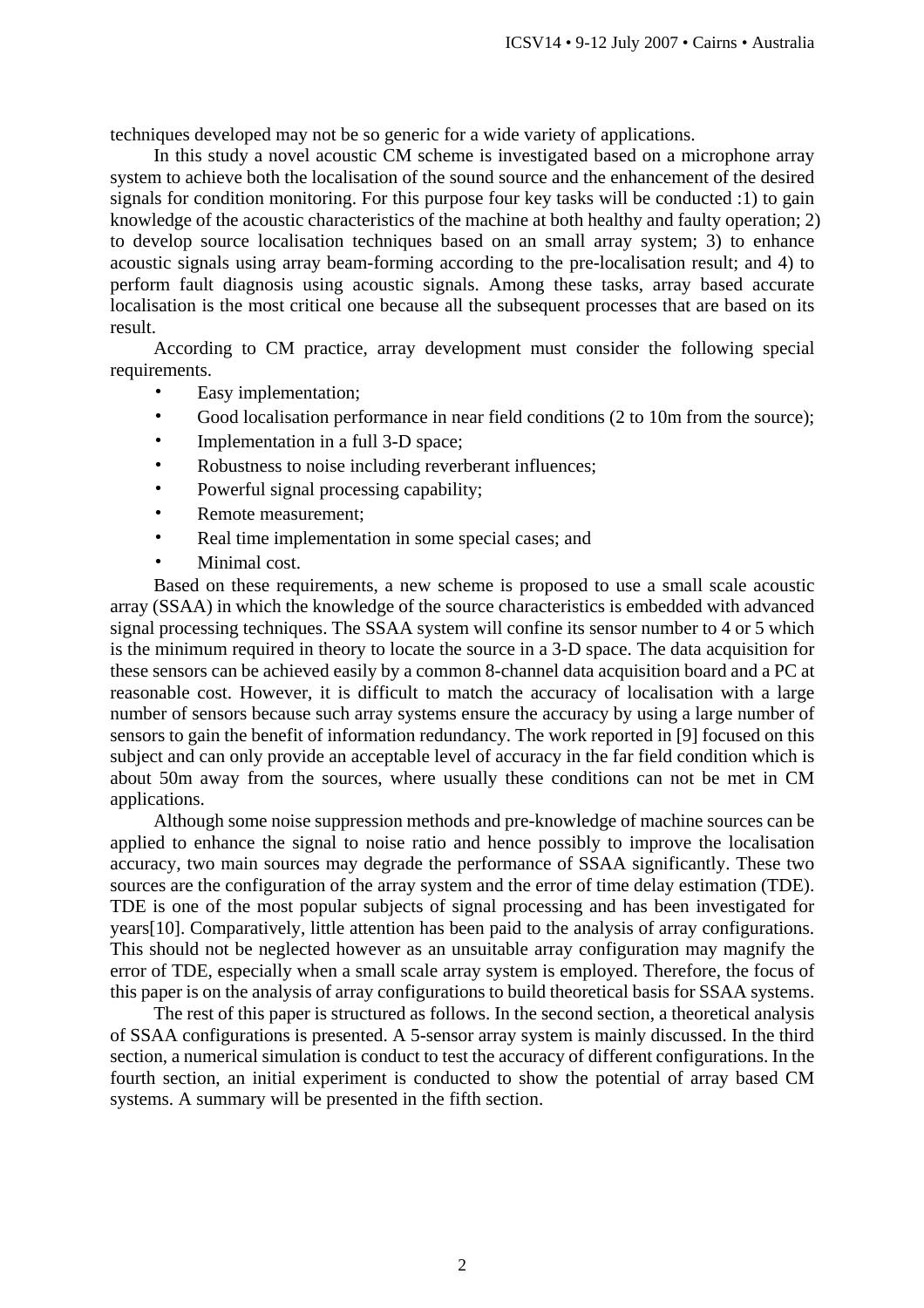techniques developed may not be so generic for a wide variety of applications.

In this study a novel acoustic CM scheme is investigated based on a microphone array system to achieve both the localisation of the sound source and the enhancement of the desired signals for condition monitoring. For this purpose four key tasks will be conducted :1) to gain knowledge of the acoustic characteristics of the machine at both healthy and faulty operation; 2) to develop source localisation techniques based on an small array system; 3) to enhance acoustic signals using array beam-forming according to the pre-localisation result; and 4) to perform fault diagnosis using acoustic signals. Among these tasks, array based accurate localisation is the most critical one because all the subsequent processes that are based on its result.

According to CM practice, array development must consider the following special requirements.

- Easy implementation;
- Good localisation performance in near field conditions (2 to 10m from the source);
- Implementation in a full 3-D space;
- Robustness to noise including reverberant influences;
- Powerful signal processing capability;
- Remote measurement;
- Real time implementation in some special cases; and
- Minimal cost.

Based on these requirements, a new scheme is proposed to use a small scale acoustic array (SSAA) in which the knowledge of the source characteristics is embedded with advanced signal processing techniques. The SSAA system will confine its sensor number to 4 or 5 which is the minimum required in theory to locate the source in a 3-D space. The data acquisition for these sensors can be achieved easily by a common 8-channel data acquisition board and a PC at reasonable cost. However, it is difficult to match the accuracy of localisation with a large number of sensors because such array systems ensure the accuracy by using a large number of sensors to gain the benefit of information redundancy. The work reported in [9] focused on this subject and can only provide an acceptable level of accuracy in the far field condition which is about 50m away from the sources, where usually these conditions can not be met in CM applications.

Although some noise suppression methods and pre-knowledge of machine sources can be applied to enhance the signal to noise ratio and hence possibly to improve the localisation accuracy, two main sources may degrade the performance of SSAA significantly. These two sources are the configuration of the array system and the error of time delay estimation (TDE). TDE is one of the most popular subjects of signal processing and has been investigated for years[10]. Comparatively, little attention has been paid to the analysis of array configurations. This should not be neglected however as an unsuitable array configuration may magnify the error of TDE, especially when a small scale array system is employed. Therefore, the focus of this paper is on the analysis of array configurations to build theoretical basis for SSAA systems.

The rest of this paper is structured as follows. In the second section, a theoretical analysis of SSAA configurations is presented. A 5-sensor array system is mainly discussed. In the third section, a numerical simulation is conduct to test the accuracy of different configurations. In the fourth section, an initial experiment is conducted to show the potential of array based CM systems. A summary will be presented in the fifth section.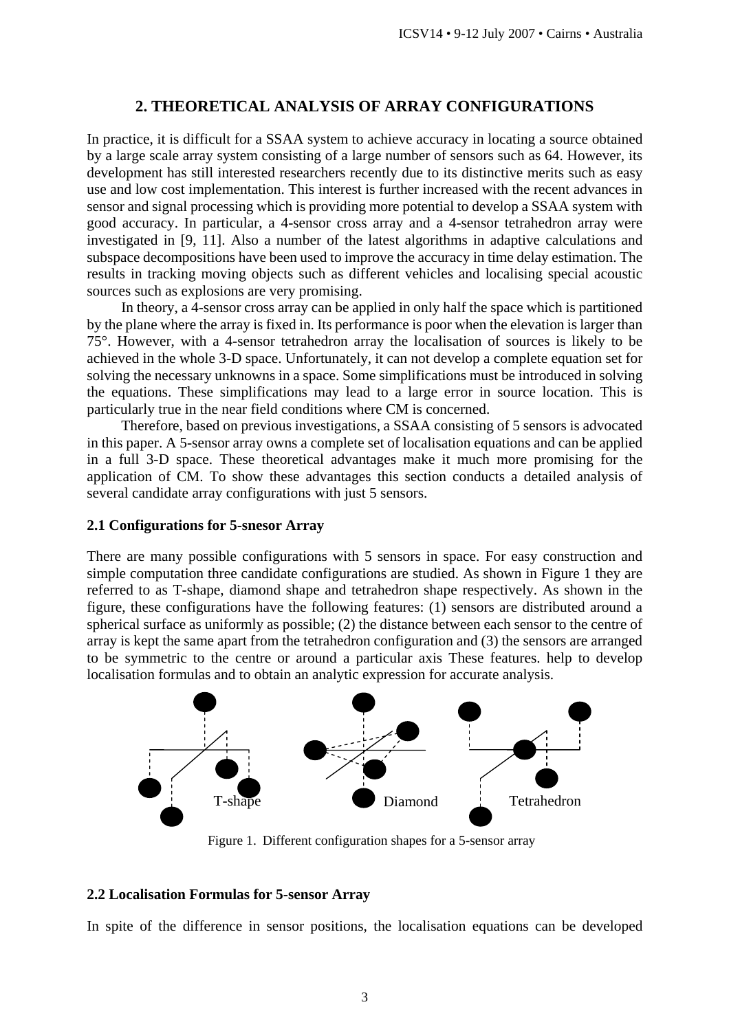## 2. THEORETICAL ANALYSIS OF ARRAY CONFIGURATIONS

In practice, it is difficult for a SSAA system to achieve accuracy in locating a source obtained by a large scale array system consisting of a large number of sensors such as 64. However, its development has still interested researchers recently due to its distinctive merits such as easy use and low cost implementation. This interest is further increased with the recent advances in sensor and signal processing which is providing more potential to develop a SSAA system with good accuracy. In particular, a 4-sensor cross array and a 4-sensor tetrahedron array were investigated in [9, 11]. Also a number of the latest algorithms in adaptive calculations and subspace decompositions have been used to improve the accuracy in time delay estimation. The results in tracking moving objects such as different vehicles and localising special acoustic sources such as explosions are very promising.

In theory, a 4-sensor cross array can be applied in only half the space which is partitioned by the plane where the array is fixed in. Its performance is poor when the elevation is larger than 75°. However, with a 4-sensor tetrahedron array the localisation of sources is likely to be achieved in the whole 3-D space. Unfortunately, it can not develop a complete equation set for solving the necessary unknowns in a space. Some simplifications must be introduced in solving the equations. These simplifications may lead to a large error in source location. This is particularly true in the near field conditions where CM is concerned.

Therefore, based on previous investigations, a SSAA consisting of 5 sensors is advocated in this paper. A 5-sensor array owns a complete set of localisation equations and can be applied in a full 3-D space. These theoretical advantages make it much more promising for the application of CM. To show these advantages this section conducts a detailed analysis of several candidate array configurations with just 5 sensors.

### 2.1 Configurations for 5-snesor Array

There are many possible configurations with 5 sensors in space. For easy construction and simple computation three candidate configurations are studied. As shown in Figure 1 they are referred to as T-shape, diamond shape and tetrahedron shape respectively. As shown in the figure, these configurations have the following features: (1) sensors are distributed around a spherical surface as uniformly as possible; (2) the distance between each sensor to the centre of array is kept the same apart from the tetrahedron configuration and (3) the sensors are arranged to be symmetric to the centre or around a particular axis These features. help to develop localisation formulas and to obtain an analytic expression for accurate analysis.

T-shape Diamond Tetrahedron

Figure 1. Different configuration shapes for a 5-sensor array

### 2.2 Localisation Formulas for 5-sensor Array

In spite of the difference in sensor positions, the localisation equations can be developed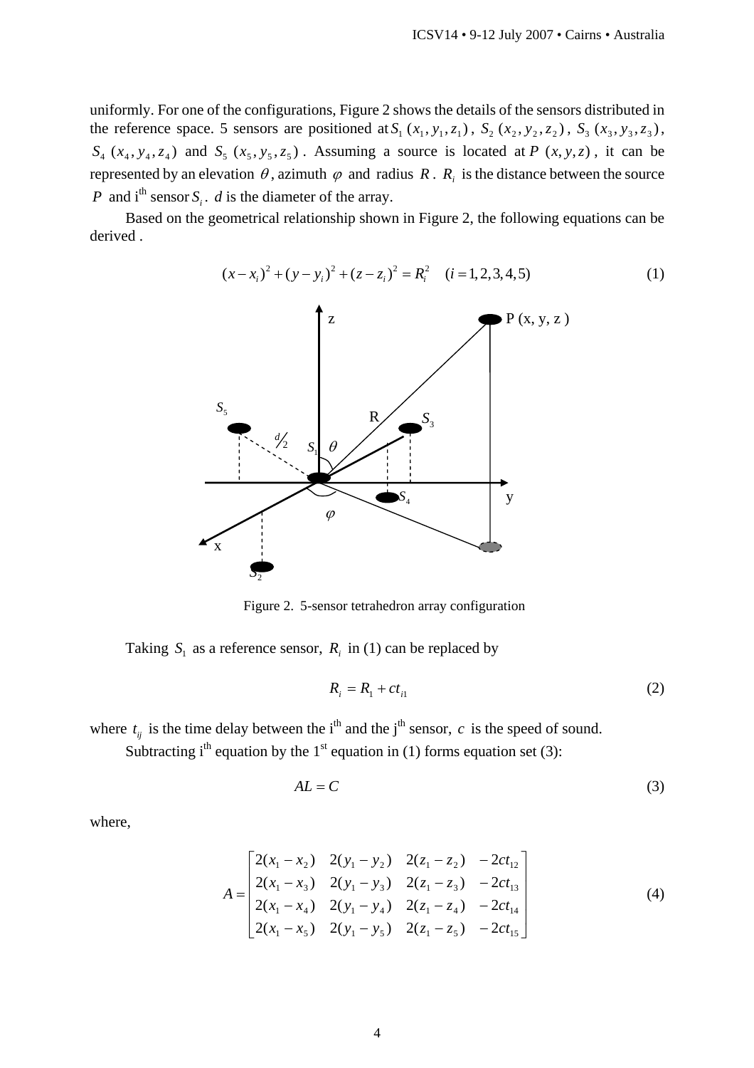uniformly. For one of the configurations, Figure 2 shows the details of the sensors distributed in the reference space. 5 sensors are positioned at $S_1\ (x_1, y_1, z_1)$, $S_2\ (x_2, y_2, z_2)$, $S_3\ (x_3, y_3, z_3)$, $S_4\ (x_4, y_4, z_4)$ and $S_5\ (x_5, y_5, z_5)$. Assuming a source is located at $P\ (x, y, z)$, it can be represented by an elevation $\theta$, azimuth $\varphi$ and radius $R$. $R_i$ is the distance between the source $P$ and i[th] sensor $S_i$. $d$ is the diameter of the array.

Based on the geometrical relationship shown in Figure 2, the following equations can be derived .

$$(x - x_i)^2 + (y - y_i)^2 + (z - z_i)^2 = R_i^2 \quad (i = 1, 2, 3, 4, 5) \tag{1}$$

Figure 2. 5-sensor tetrahedron array configuration

Taking $S_1$ as a reference sensor, $R_i$ in (1) can be replaced by

$$R_i = R_1 + ct_{i1} \tag{2}$$

where $t_{ij}$ is the time delay between the i[th] and the j[th] sensor, $c$ is the speed of sound.

Subtracting i[th] equation by the 1[st] equation in (1) forms equation set (3):

$$AL = C \tag{3}$$

where,

$$A = \begin{bmatrix} 2(x_1 - x_2) & 2(y_1 - y_2) & 2(z_1 - z_2) & -2ct_{12} \\ 2(x_1 - x_3) & 2(y_1 - y_3) & 2(z_1 - z_3) & -2ct_{13} \\ 2(x_1 - x_4) & 2(y_1 - y_4) & 2(z_1 - z_4) & -2ct_{14} \\ 2(x_1 - x_5) & 2(y_1 - y_5) & 2(z_1 - z_5) & -2ct_{15} \end{bmatrix} \tag{4}$$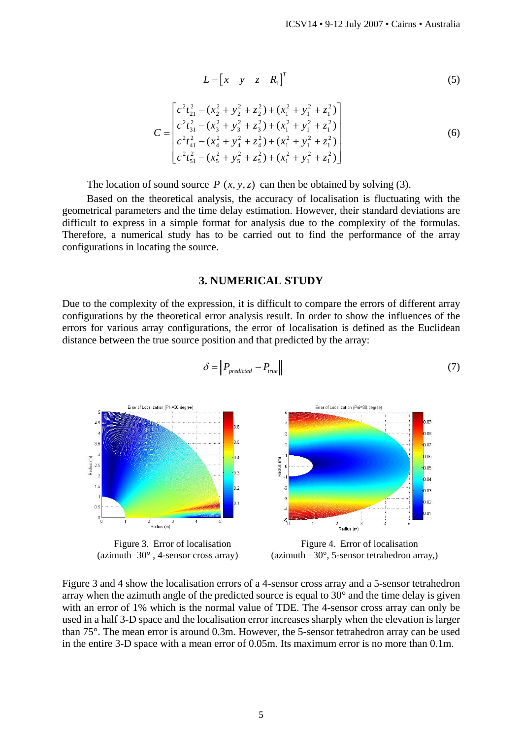$$L = \begin{bmatrix} x & y & z & R_1 \end{bmatrix}^T \tag{5}$$

$$C = \begin{bmatrix} c^2 t_{21}^2 - (x_2^2 + y_2^2 + z_2^2) + (x_1^2 + y_1^2 + z_1^2) \\ c^2 t_{31}^2 - (x_3^2 + y_3^2 + z_3^2) + (x_1^2 + y_1^2 + z_1^2) \\ c^2 t_{41}^2 - (x_4^2 + y_4^2 + z_4^2) + (x_1^2 + y_1^2 + z_1^2) \\ c^2 t_{51}^2 - (x_5^2 + y_5^2 + z_5^2) + (x_1^2 + y_1^2 + z_1^2) \end{bmatrix} \tag{6}$$

The location of sound source $P\ (x, y, z)$ can then be obtained by solving (3).

Based on the theoretical analysis, the accuracy of localisation is fluctuating with the geometrical parameters and the time delay estimation. However, their standard deviations are difficult to express in a simple format for analysis due to the complexity of the formulas. Therefore, a numerical study has to be carried out to find the performance of the array configurations in locating the source.

## 3. NUMERICAL STUDY

Due to the complexity of the expression, it is difficult to compare the errors of different array configurations by the theoretical error analysis result. In order to show the influences of the errors for various array configurations, the error of localisation is defined as the Euclidean distance between the true source position and that predicted by the array:

$$\delta = \left\| P_{predicted} - P_{true} \right\| \tag{7}$$

Figure 3. Error of localisation (azimuth=30° , 4-sensor cross array)

Figure 4. Error of localisation (azimuth =30°, 5-sensor tetrahedron array,)

Figure 3 and 4 show the localisation errors of a 4-sensor cross array and a 5-sensor tetrahedron array when the azimuth angle of the predicted source is equal to 30° and the time delay is given with an error of 1% which is the normal value of TDE. The 4-sensor cross array can only be used in a half 3-D space and the localisation error increases sharply when the elevation is larger than 75°. The mean error is around 0.3m. However, the 5-sensor tetrahedron array can be used in the entire 3-D space with a mean error of 0.05m. Its maximum error is no more than 0.1m.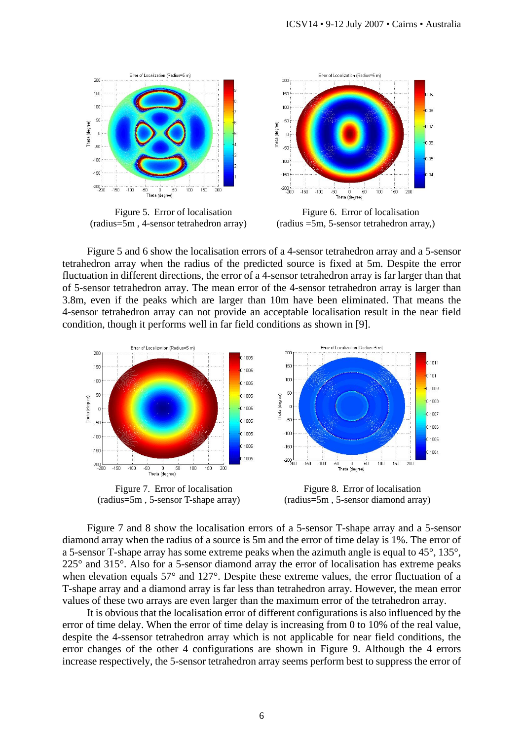Figure 5. Error of localisation (radius=5m , 4-sensor tetrahedron array)

Figure 6. Error of localisation (radius =5m, 5-sensor tetrahedron array,)

Figure 5 and 6 show the localisation errors of a 4-sensor tetrahedron array and a 5-sensor tetrahedron array when the radius of the predicted source is fixed at 5m. Despite the error fluctuation in different directions, the error of a 4-sensor tetrahedron array is far larger than that of 5-sensor tetrahedron array. The mean error of the 4-sensor tetrahedron array is larger than 3.8m, even if the peaks which are larger than 10m have been eliminated. That means the 4-sensor tetrahedron array can not provide an acceptable localisation result in the near field condition, though it performs well in far field conditions as shown in [9].

Figure 7. Error of localisation (radius=5m , 5-sensor T-shape array)

Figure 8. Error of localisation (radius=5m , 5-sensor diamond array)

Figure 7 and 8 show the localisation errors of a 5-sensor T-shape array and a 5-sensor diamond array when the radius of a source is 5m and the error of time delay is 1%. The error of a 5-sensor T-shape array has some extreme peaks when the azimuth angle is equal to 45°, 135°, 225° and 315°. Also for a 5-sensor diamond array the error of localisation has extreme peaks when elevation equals 57° and 127°. Despite these extreme values, the error fluctuation of a T-shape array and a diamond array is far less than tetrahedron array. However, the mean error values of these two arrays are even larger than the maximum error of the tetrahedron array.

It is obvious that the localisation error of different configurations is also influenced by the error of time delay. When the error of time delay is increasing from 0 to 10% of the real value, despite the 4-ssensor tetrahedron array which is not applicable for near field conditions, the error changes of the other 4 configurations are shown in Figure 9. Although the 4 errors increase respectively, the 5-sensor tetrahedron array seems perform best to suppress the error of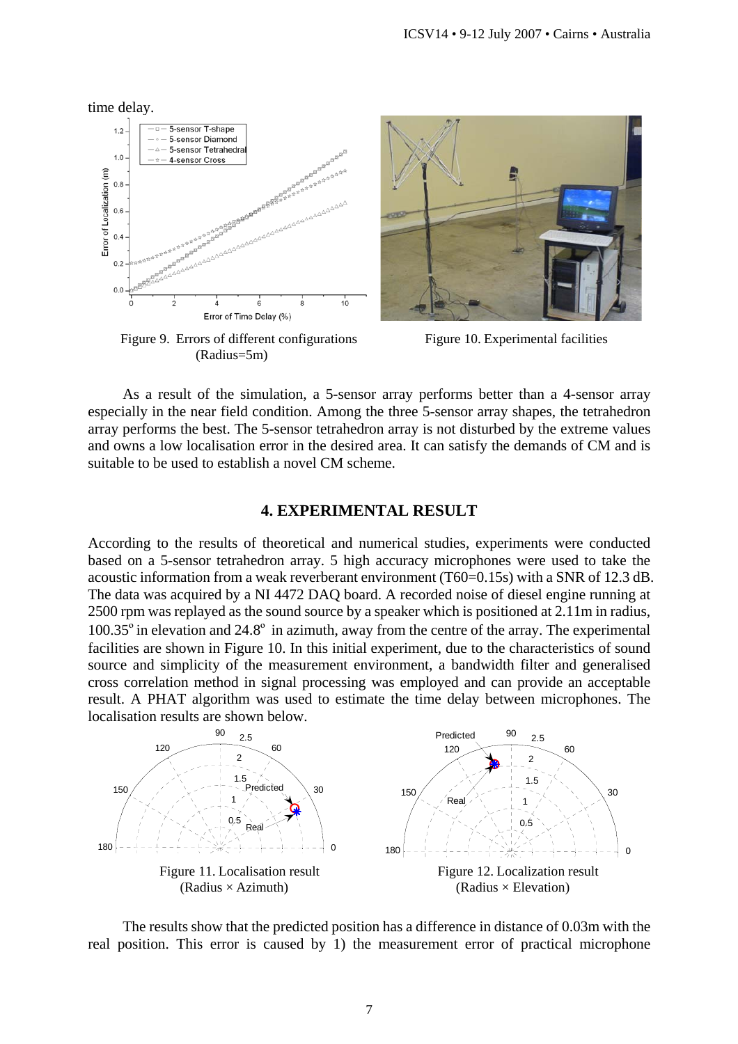time delay.

Figure 9. Errors of different configurations (Radius=5m)

Figure 10. Experimental facilities

As a result of the simulation, a 5-sensor array performs better than a 4-sensor array especially in the near field condition. Among the three 5-sensor array shapes, the tetrahedron array performs the best. The 5-sensor tetrahedron array is not disturbed by the extreme values and owns a low localisation error in the desired area. It can satisfy the demands of CM and is suitable to be used to establish a novel CM scheme.

## 4. EXPERIMENTAL RESULT

According to the results of theoretical and numerical studies, experiments were conducted based on a 5-sensor tetrahedron array. 5 high accuracy microphones were used to take the acoustic information from a weak reverberant environment (T60=0.15s) with a SNR of 12.3 dB. The data was acquired by a NI 4472 DAQ board. A recorded noise of diesel engine running at 2500 rpm was replayed as the sound source by a speaker which is positioned at 2.11m in radius, $100.35^{o}$ in elevation and $24.8^{o}$ in azimuth, away from the centre of the array. The experimental facilities are shown in Figure 10. In this initial experiment, due to the characteristics of sound source and simplicity of the measurement environment, a bandwidth filter and generalised cross correlation method in signal processing was employed and can provide an acceptable result. A PHAT algorithm was used to estimate the time delay between microphones. The localisation results are shown below.

Figure 11. Localisation result (Radius × Azimuth)

Figure 12. Localization result (Radius × Elevation)

The results show that the predicted position has a difference in distance of 0.03m with the real position. This error is caused by 1) the measurement error of practical microphone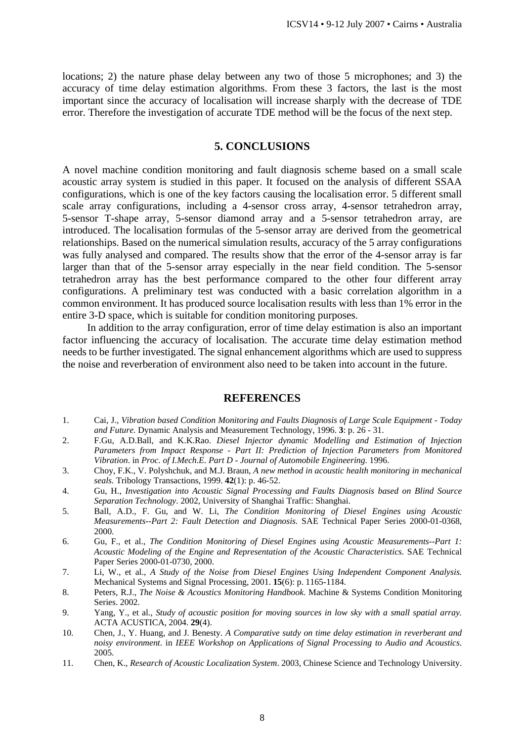locations; 2) the nature phase delay between any two of those 5 microphones; and 3) the accuracy of time delay estimation algorithms. From these 3 factors, the last is the most important since the accuracy of localisation will increase sharply with the decrease of TDE error. Therefore the investigation of accurate TDE method will be the focus of the next step.

## 5. CONCLUSIONS

A novel machine condition monitoring and fault diagnosis scheme based on a small scale acoustic array system is studied in this paper. It focused on the analysis of different SSAA configurations, which is one of the key factors causing the localisation error. 5 different small scale array configurations, including a 4-sensor cross array, 4-sensor tetrahedron array, 5-sensor T-shape array, 5-sensor diamond array and a 5-sensor tetrahedron array, are introduced. The localisation formulas of the 5-sensor array are derived from the geometrical relationships. Based on the numerical simulation results, accuracy of the 5 array configurations was fully analysed and compared. The results show that the error of the 4-sensor array is far larger than that of the 5-sensor array especially in the near field condition. The 5-sensor tetrahedron array has the best performance compared to the other four different array configurations. A preliminary test was conducted with a basic correlation algorithm in a common environment. It has produced source localisation results with less than 1% error in the entire 3-D space, which is suitable for condition monitoring purposes.

In addition to the array configuration, error of time delay estimation is also an important factor influencing the accuracy of localisation. The accurate time delay estimation method needs to be further investigated. The signal enhancement algorithms which are used to suppress the noise and reverberation of environment also need to be taken into account in the future.

## REFERENCES

1. Cai, J., *Vibration based Condition Monitoring and Faults Diagnosis of Large Scale Equipment - Today and Future.* Dynamic Analysis and Measurement Technology, 1996. **3**: p. 26 - 31.
2. F.Gu, A.D.Ball, and K.K.Rao. *Diesel Injector dynamic Modelling and Estimation of Injection Parameters from Impact Response - Part II: Prediction of Injection Parameters from Monitored Vibration*. in *Proc. of I.Mech.E. Part D - Journal of Automobile Engineering*. 1996.
3. Choy, F.K., V. Polyshchuk, and M.J. Braun, *A new method in acoustic health monitoring in mechanical seals.* Tribology Transactions, 1999. **42**(1): p. 46-52.
4. Gu, H., *Investigation into Acoustic Signal Processing and Faults Diagnosis based on Blind Source Separation Technology*. 2002, University of Shanghai Traffic: Shanghai.
5. Ball, A.D., F. Gu, and W. Li, *The Condition Monitoring of Diesel Engines using Acoustic Measurements--Part 2: Fault Detection and Diagnosis.* SAE Technical Paper Series 2000-01-0368, 2000.
6. Gu, F., et al., *The Condition Monitoring of Diesel Engines using Acoustic Measurements--Part 1: Acoustic Modeling of the Engine and Representation of the Acoustic Characteristics.* SAE Technical Paper Series 2000-01-0730, 2000.
7. Li, W., et al., *A Study of the Noise from Diesel Engines Using Independent Component Analysis.* Mechanical Systems and Signal Processing, 2001. **15**(6): p. 1165-1184.
8. Peters, R.J., *The Noise & Acoustics Monitoring Handbook.* Machine & Systems Condition Monitoring Series. 2002.
9. Yang, Y., et al., *Study of acoustic position for moving sources in low sky with a small spatial array.* ACTA ACUSTICA, 2004. **29**(4).
10. Chen, J., Y. Huang, and J. Benesty. *A Comparative sutdy on time delay estimation in reverberant and noisy environment*. in *IEEE Workshop on Applications of Signal Processing to Audio and Acoustics*. 2005.
11. Chen, K., *Research of Acoustic Localization System*. 2003, Chinese Science and Technology University.